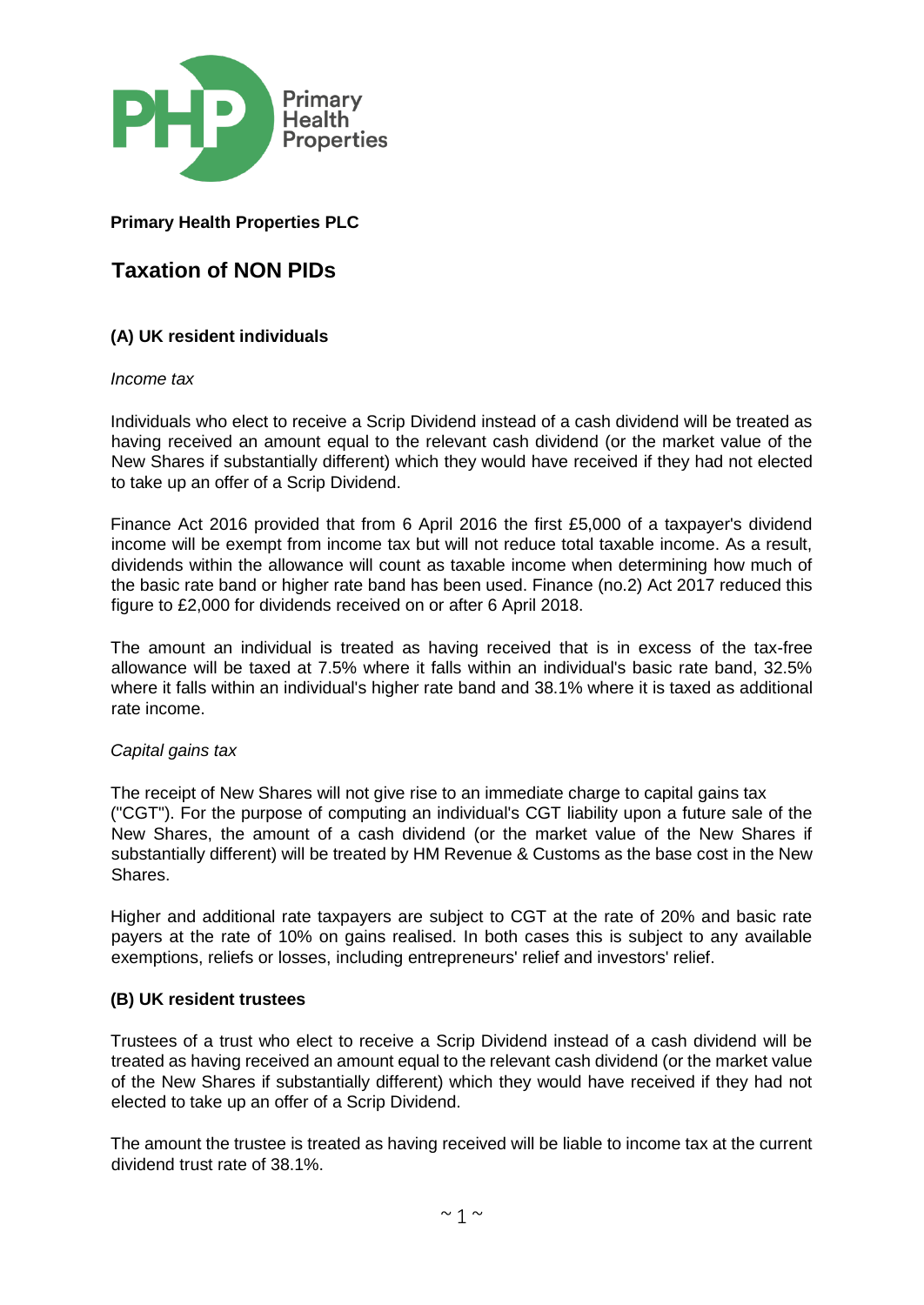**Primary Health Properties PLC**

# Taxation of NON PIDs

## (A) UK resident individuals

*Income tax*

Individuals who elect to receive a Scrip Dividend instead of a cash dividend will be treated as having received an amount equal to the relevant cash dividend (or the market value of the New Shares if substantially different) which they would have received if they had not elected to take up an offer of a Scrip Dividend.

Finance Act 2016 provided that from 6 April 2016 the first £5,000 of a taxpayer's dividend income will be exempt from income tax but will not reduce total taxable income. As a result, dividends within the allowance will count as taxable income when determining how much of the basic rate band or higher rate band has been used. Finance (no.2) Act 2017 reduced this figure to £2,000 for dividends received on or after 6 April 2018.

The amount an individual is treated as having received that is in excess of the tax-free allowance will be taxed at 7.5% where it falls within an individual's basic rate band, 32.5% where it falls within an individual's higher rate band and 38.1% where it is taxed as additional rate income.

*Capital gains tax*

The receipt of New Shares will not give rise to an immediate charge to capital gains tax ("CGT"). For the purpose of computing an individual's CGT liability upon a future sale of the New Shares, the amount of a cash dividend (or the market value of the New Shares if substantially different) will be treated by HM Revenue & Customs as the base cost in the New Shares.

Higher and additional rate taxpayers are subject to CGT at the rate of 20% and basic rate payers at the rate of 10% on gains realised. In both cases this is subject to any available exemptions, reliefs or losses, including entrepreneurs' relief and investors' relief.

## (B) UK resident trustees

Trustees of a trust who elect to receive a Scrip Dividend instead of a cash dividend will be treated as having received an amount equal to the relevant cash dividend (or the market value of the New Shares if substantially different) which they would have received if they had not elected to take up an offer of a Scrip Dividend.

The amount the trustee is treated as having received will be liable to income tax at the current dividend trust rate of 38.1%.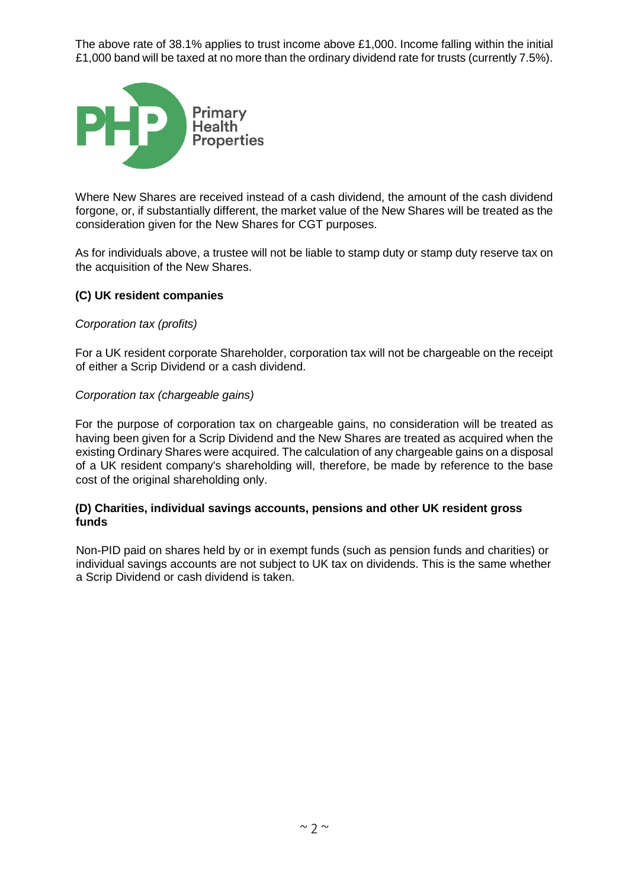The above rate of 38.1% applies to trust income above £1,000. Income falling within the initial £1,000 band will be taxed at no more than the ordinary dividend rate for trusts (currently 7.5%).

Where New Shares are received instead of a cash dividend, the amount of the cash dividend forgone, or, if substantially different, the market value of the New Shares will be treated as the consideration given for the New Shares for CGT purposes.

As for individuals above, a trustee will not be liable to stamp duty or stamp duty reserve tax on the acquisition of the New Shares.

**(C) UK resident companies**

*Corporation tax (profits)*

For a UK resident corporate Shareholder, corporation tax will not be chargeable on the receipt of either a Scrip Dividend or a cash dividend.

*Corporation tax (chargeable gains)*

For the purpose of corporation tax on chargeable gains, no consideration will be treated as having been given for a Scrip Dividend and the New Shares are treated as acquired when the existing Ordinary Shares were acquired. The calculation of any chargeable gains on a disposal of a UK resident company's shareholding will, therefore, be made by reference to the base cost of the original shareholding only.

**(D) Charities, individual savings accounts, pensions and other UK resident gross funds**

Non-PID paid on shares held by or in exempt funds (such as pension funds and charities) or individual savings accounts are not subject to UK tax on dividends. This is the same whether a Scrip Dividend or cash dividend is taken.